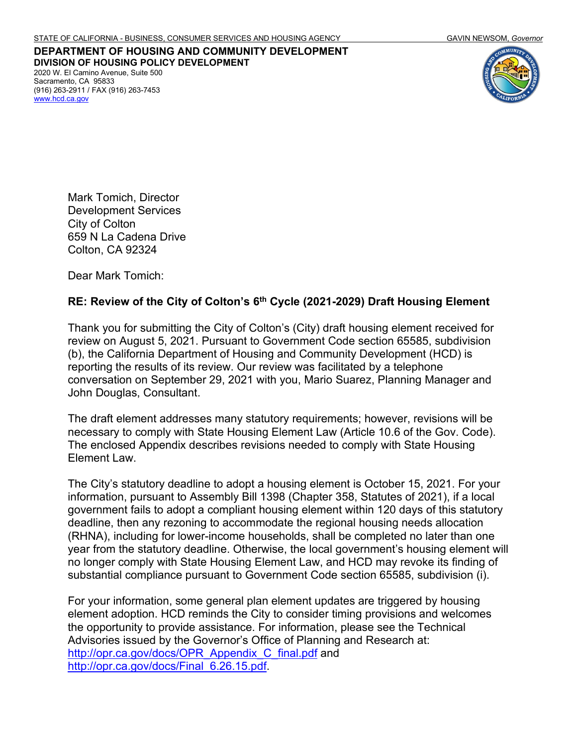STATE OF CALIFORNIA - BUSINESS, CONSUMER SERVICES AND HOUSING AGENCY GAVIN NEWSOM, *Governor*

**DEPARTMENT OF HOUSING AND COMMUNITY DEVELOPMENT**
**DIVISION OF HOUSING POLICY DEVELOPMENT**
2020 W. El Camino Avenue, Suite 500
Sacramento, CA 95833
(916) 263-2911 / FAX (916) 263-7453
www.hcd.ca.gov

Mark Tomich, Director
Development Services
City of Colton
659 N La Cadena Drive
Colton, CA 92324

Dear Mark Tomich:

**RE: Review of the City of Colton's 6th Cycle (2021-2029) Draft Housing Element**

Thank you for submitting the City of Colton's (City) draft housing element received for review on August 5, 2021. Pursuant to Government Code section 65585, subdivision (b), the California Department of Housing and Community Development (HCD) is reporting the results of its review. Our review was facilitated by a telephone conversation on September 29, 2021 with you, Mario Suarez, Planning Manager and John Douglas, Consultant.

The draft element addresses many statutory requirements; however, revisions will be necessary to comply with State Housing Element Law (Article 10.6 of the Gov. Code). The enclosed Appendix describes revisions needed to comply with State Housing Element Law.

The City's statutory deadline to adopt a housing element is October 15, 2021. For your information, pursuant to Assembly Bill 1398 (Chapter 358, Statutes of 2021), if a local government fails to adopt a compliant housing element within 120 days of this statutory deadline, then any rezoning to accommodate the regional housing needs allocation (RHNA), including for lower-income households, shall be completed no later than one year from the statutory deadline. Otherwise, the local government's housing element will no longer comply with State Housing Element Law, and HCD may revoke its finding of substantial compliance pursuant to Government Code section 65585, subdivision (i).

For your information, some general plan element updates are triggered by housing element adoption. HCD reminds the City to consider timing provisions and welcomes the opportunity to provide assistance. For information, please see the Technical Advisories issued by the Governor's Office of Planning and Research at: http://opr.ca.gov/docs/OPR_Appendix_C_final.pdf and http://opr.ca.gov/docs/Final_6.26.15.pdf.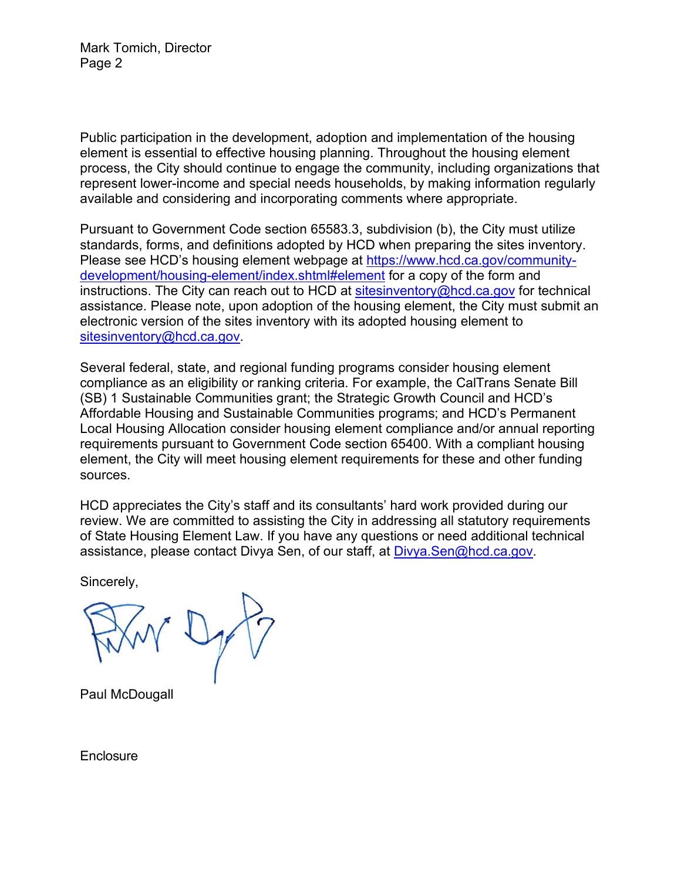Public participation in the development, adoption and implementation of the housing element is essential to effective housing planning. Throughout the housing element process, the City should continue to engage the community, including organizations that represent lower-income and special needs households, by making information regularly available and considering and incorporating comments where appropriate.

Pursuant to Government Code section 65583.3, subdivision (b), the City must utilize standards, forms, and definitions adopted by HCD when preparing the sites inventory. Please see HCD's housing element webpage at https://www.hcd.ca.gov/community-development/housing-element/index.shtml#element for a copy of the form and instructions. The City can reach out to HCD at sitesinventory@hcd.ca.gov for technical assistance. Please note, upon adoption of the housing element, the City must submit an electronic version of the sites inventory with its adopted housing element to sitesinventory@hcd.ca.gov.

Several federal, state, and regional funding programs consider housing element compliance as an eligibility or ranking criteria. For example, the CalTrans Senate Bill (SB) 1 Sustainable Communities grant; the Strategic Growth Council and HCD's Affordable Housing and Sustainable Communities programs; and HCD's Permanent Local Housing Allocation consider housing element compliance and/or annual reporting requirements pursuant to Government Code section 65400. With a compliant housing element, the City will meet housing element requirements for these and other funding sources.

HCD appreciates the City's staff and its consultants' hard work provided during our review. We are committed to assisting the City in addressing all statutory requirements of State Housing Element Law. If you have any questions or need additional technical assistance, please contact Divya Sen, of our staff, at Divya.Sen@hcd.ca.gov.

Sincerely,

Paul McDougall

Enclosure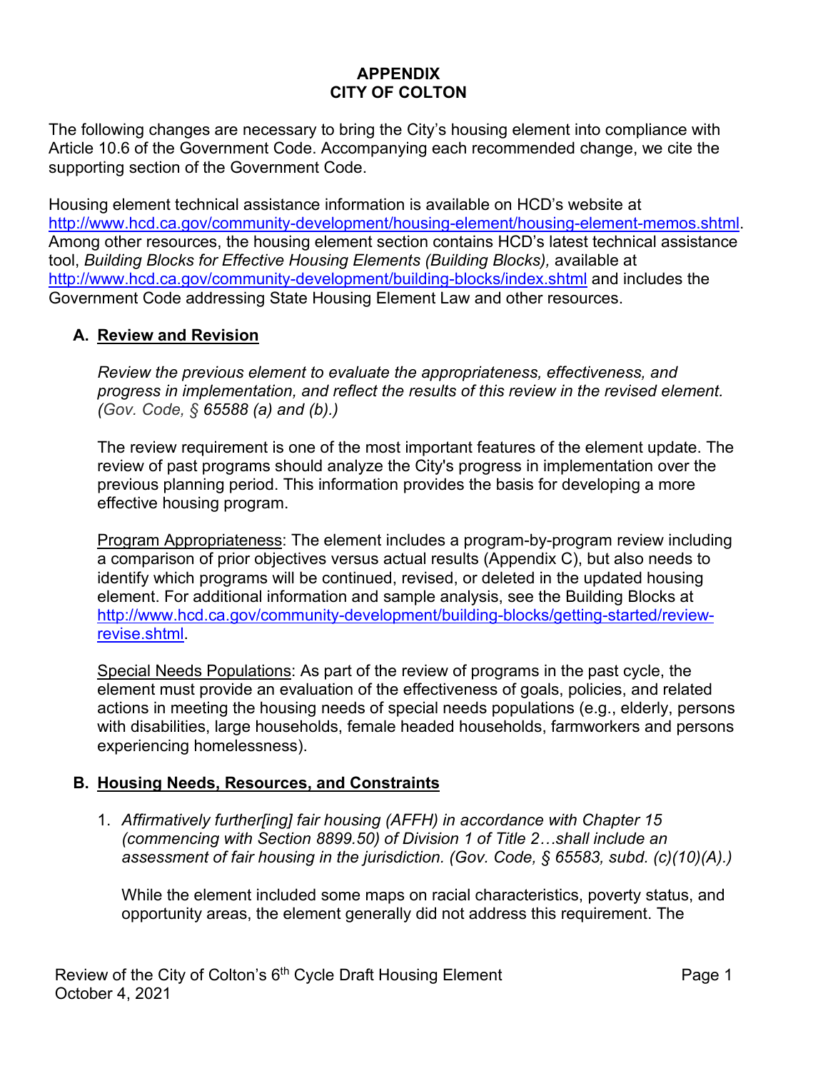# APPENDIX
# CITY OF COLTON

The following changes are necessary to bring the City's housing element into compliance with Article 10.6 of the Government Code. Accompanying each recommended change, we cite the supporting section of the Government Code.

Housing element technical assistance information is available on HCD's website at http://www.hcd.ca.gov/community-development/housing-element/housing-element-memos.shtml. Among other resources, the housing element section contains HCD's latest technical assistance tool, *Building Blocks for Effective Housing Elements (Building Blocks),* available at http://www.hcd.ca.gov/community-development/building-blocks/index.shtml and includes the Government Code addressing State Housing Element Law and other resources.

## A. Review and Revision

*Review the previous element to evaluate the appropriateness, effectiveness, and progress in implementation, and reflect the results of this review in the revised element. (Gov. Code, § 65588 (a) and (b).)*

The review requirement is one of the most important features of the element update. The review of past programs should analyze the City's progress in implementation over the previous planning period. This information provides the basis for developing a more effective housing program.

Program Appropriateness: The element includes a program-by-program review including a comparison of prior objectives versus actual results (Appendix C), but also needs to identify which programs will be continued, revised, or deleted in the updated housing element. For additional information and sample analysis, see the Building Blocks at http://www.hcd.ca.gov/community-development/building-blocks/getting-started/review-revise.shtml.

Special Needs Populations: As part of the review of programs in the past cycle, the element must provide an evaluation of the effectiveness of goals, policies, and related actions in meeting the housing needs of special needs populations (e.g., elderly, persons with disabilities, large households, female headed households, farmworkers and persons experiencing homelessness).

## B. Housing Needs, Resources, and Constraints

1. *Affirmatively further[ing] fair housing (AFFH) in accordance with Chapter 15 (commencing with Section 8899.50) of Division 1 of Title 2…shall include an assessment of fair housing in the jurisdiction. (Gov. Code, § 65583, subd. (c)(10)(A).)*

   While the element included some maps on racial characteristics, poverty status, and opportunity areas, the element generally did not address this requirement. The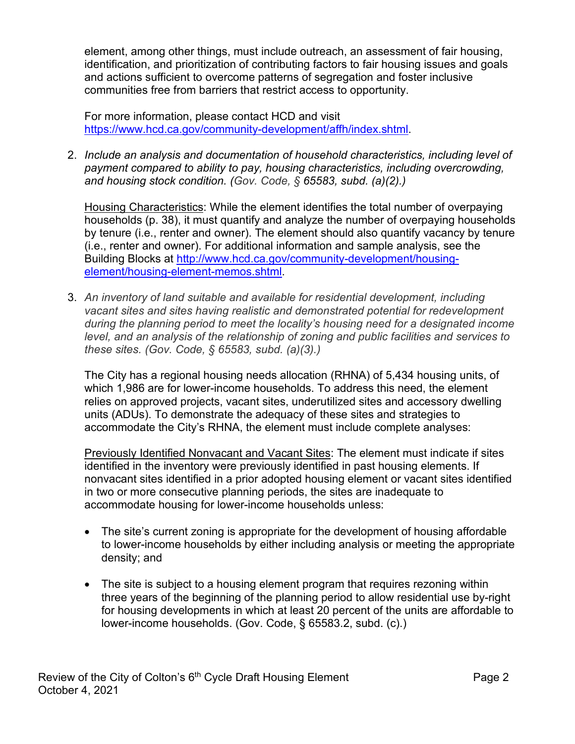element, among other things, must include outreach, an assessment of fair housing, identification, and prioritization of contributing factors to fair housing issues and goals and actions sufficient to overcome patterns of segregation and foster inclusive communities free from barriers that restrict access to opportunity.

For more information, please contact HCD and visit [https://www.hcd.ca.gov/community-development/affh/index.shtml](https://www.hcd.ca.gov/community-development/affh/index.shtml).

2. *Include an analysis and documentation of household characteristics, including level of payment compared to ability to pay, housing characteristics, including overcrowding, and housing stock condition. (Gov. Code, § 65583, subd. (a)(2).)*

   Housing Characteristics: While the element identifies the total number of overpaying households (p. 38), it must quantify and analyze the number of overpaying households by tenure (i.e., renter and owner). The element should also quantify vacancy by tenure (i.e., renter and owner). For additional information and sample analysis, see the Building Blocks at [http://www.hcd.ca.gov/community-development/housing-element/housing-element-memos.shtml](http://www.hcd.ca.gov/community-development/housing-element/housing-element-memos.shtml).

3. *An inventory of land suitable and available for residential development, including vacant sites and sites having realistic and demonstrated potential for redevelopment during the planning period to meet the locality's housing need for a designated income level, and an analysis of the relationship of zoning and public facilities and services to these sites. (Gov. Code, § 65583, subd. (a)(3).)*

   The City has a regional housing needs allocation (RHNA) of 5,434 housing units, of which 1,986 are for lower-income households. To address this need, the element relies on approved projects, vacant sites, underutilized sites and accessory dwelling units (ADUs). To demonstrate the adequacy of these sites and strategies to accommodate the City's RHNA, the element must include complete analyses:

   Previously Identified Nonvacant and Vacant Sites: The element must indicate if sites identified in the inventory were previously identified in past housing elements. If nonvacant sites identified in a prior adopted housing element or vacant sites identified in two or more consecutive planning periods, the sites are inadequate to accommodate housing for lower-income households unless:

   - The site's current zoning is appropriate for the development of housing affordable to lower-income households by either including analysis or meeting the appropriate density; and

   - The site is subject to a housing element program that requires rezoning within three years of the beginning of the planning period to allow residential use by-right for housing developments in which at least 20 percent of the units are affordable to lower-income households. (Gov. Code, § 65583.2, subd. (c).)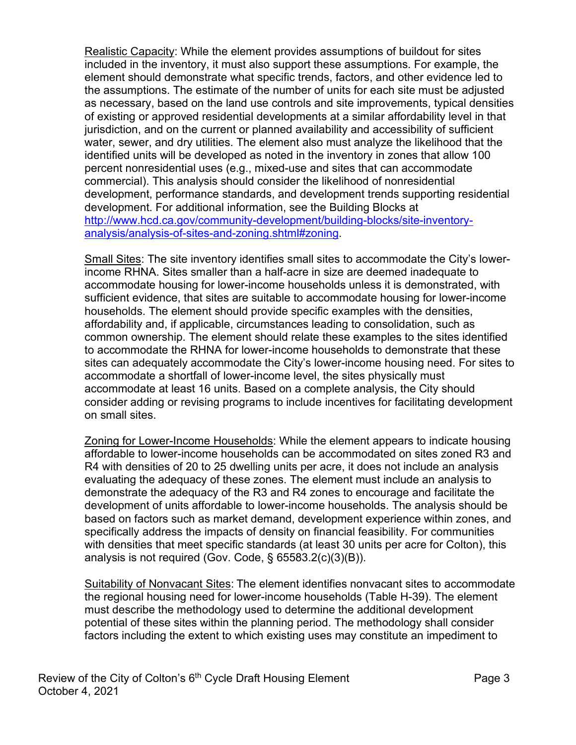Realistic Capacity: While the element provides assumptions of buildout for sites included in the inventory, it must also support these assumptions. For example, the element should demonstrate what specific trends, factors, and other evidence led to the assumptions. The estimate of the number of units for each site must be adjusted as necessary, based on the land use controls and site improvements, typical densities of existing or approved residential developments at a similar affordability level in that jurisdiction, and on the current or planned availability and accessibility of sufficient water, sewer, and dry utilities. The element also must analyze the likelihood that the identified units will be developed as noted in the inventory in zones that allow 100 percent nonresidential uses (e.g., mixed-use and sites that can accommodate commercial). This analysis should consider the likelihood of nonresidential development, performance standards, and development trends supporting residential development. For additional information, see the Building Blocks at [http://www.hcd.ca.gov/community-development/building-blocks/site-inventory-analysis/analysis-of-sites-and-zoning.shtml#zoning](http://www.hcd.ca.gov/community-development/building-blocks/site-inventory-analysis/analysis-of-sites-and-zoning.shtml#zoning).

Small Sites: The site inventory identifies small sites to accommodate the City's lower-income RHNA. Sites smaller than a half-acre in size are deemed inadequate to accommodate housing for lower-income households unless it is demonstrated, with sufficient evidence, that sites are suitable to accommodate housing for lower-income households. The element should provide specific examples with the densities, affordability and, if applicable, circumstances leading to consolidation, such as common ownership. The element should relate these examples to the sites identified to accommodate the RHNA for lower-income households to demonstrate that these sites can adequately accommodate the City's lower-income housing need. For sites to accommodate a shortfall of lower-income level, the sites physically must accommodate at least 16 units. Based on a complete analysis, the City should consider adding or revising programs to include incentives for facilitating development on small sites.

Zoning for Lower-Income Households: While the element appears to indicate housing affordable to lower-income households can be accommodated on sites zoned R3 and R4 with densities of 20 to 25 dwelling units per acre, it does not include an analysis evaluating the adequacy of these zones. The element must include an analysis to demonstrate the adequacy of the R3 and R4 zones to encourage and facilitate the development of units affordable to lower-income households. The analysis should be based on factors such as market demand, development experience within zones, and specifically address the impacts of density on financial feasibility. For communities with densities that meet specific standards (at least 30 units per acre for Colton), this analysis is not required (Gov. Code, § 65583.2(c)(3)(B)).

Suitability of Nonvacant Sites: The element identifies nonvacant sites to accommodate the regional housing need for lower-income households (Table H-39). The element must describe the methodology used to determine the additional development potential of these sites within the planning period. The methodology shall consider factors including the extent to which existing uses may constitute an impediment to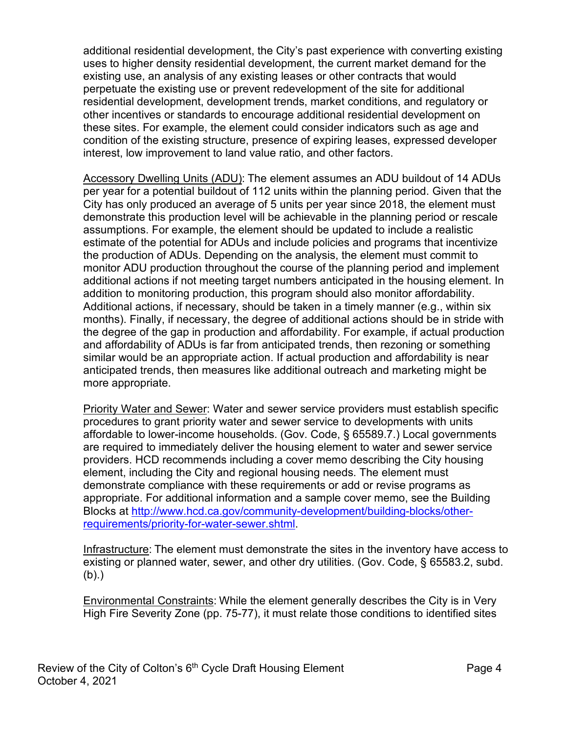additional residential development, the City's past experience with converting existing uses to higher density residential development, the current market demand for the existing use, an analysis of any existing leases or other contracts that would perpetuate the existing use or prevent redevelopment of the site for additional residential development, development trends, market conditions, and regulatory or other incentives or standards to encourage additional residential development on these sites. For example, the element could consider indicators such as age and condition of the existing structure, presence of expiring leases, expressed developer interest, low improvement to land value ratio, and other factors.

Accessory Dwelling Units (ADU): The element assumes an ADU buildout of 14 ADUs per year for a potential buildout of 112 units within the planning period. Given that the City has only produced an average of 5 units per year since 2018, the element must demonstrate this production level will be achievable in the planning period or rescale assumptions. For example, the element should be updated to include a realistic estimate of the potential for ADUs and include policies and programs that incentivize the production of ADUs. Depending on the analysis, the element must commit to monitor ADU production throughout the course of the planning period and implement additional actions if not meeting target numbers anticipated in the housing element. In addition to monitoring production, this program should also monitor affordability. Additional actions, if necessary, should be taken in a timely manner (e.g., within six months). Finally, if necessary, the degree of additional actions should be in stride with the degree of the gap in production and affordability. For example, if actual production and affordability of ADUs is far from anticipated trends, then rezoning or something similar would be an appropriate action. If actual production and affordability is near anticipated trends, then measures like additional outreach and marketing might be more appropriate.

Priority Water and Sewer: Water and sewer service providers must establish specific procedures to grant priority water and sewer service to developments with units affordable to lower-income households. (Gov. Code, § 65589.7.) Local governments are required to immediately deliver the housing element to water and sewer service providers. HCD recommends including a cover memo describing the City housing element, including the City and regional housing needs. The element must demonstrate compliance with these requirements or add or revise programs as appropriate. For additional information and a sample cover memo, see the Building Blocks at http://www.hcd.ca.gov/community-development/building-blocks/other-requirements/priority-for-water-sewer.shtml.

Infrastructure: The element must demonstrate the sites in the inventory have access to existing or planned water, sewer, and other dry utilities. (Gov. Code, § 65583.2, subd. (b).)

Environmental Constraints: While the element generally describes the City is in Very High Fire Severity Zone (pp. 75-77), it must relate those conditions to identified sites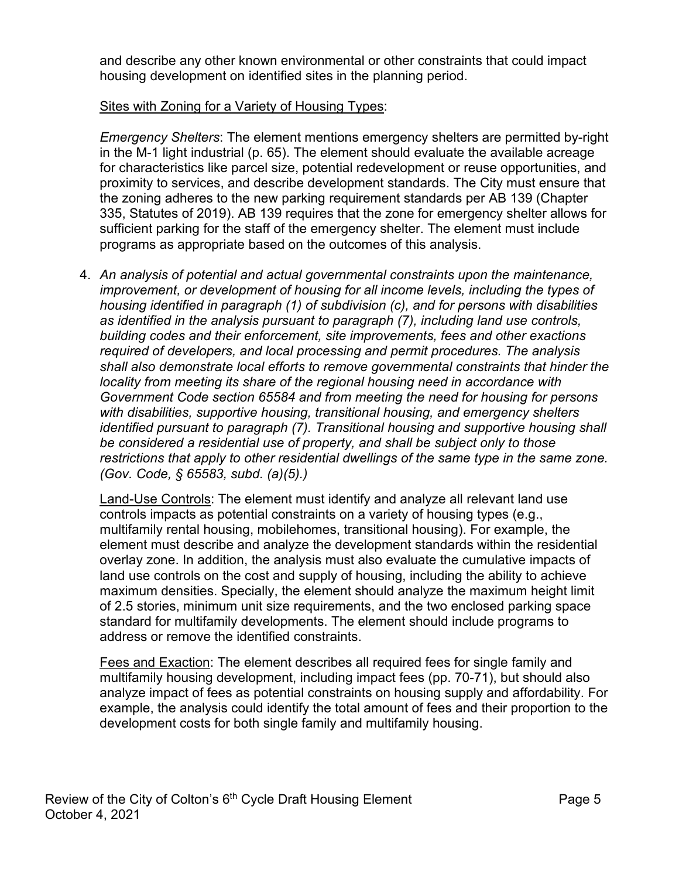and describe any other known environmental or other constraints that could impact housing development on identified sites in the planning period.

Sites with Zoning for a Variety of Housing Types:

*Emergency Shelters*: The element mentions emergency shelters are permitted by-right in the M-1 light industrial (p. 65). The element should evaluate the available acreage for characteristics like parcel size, potential redevelopment or reuse opportunities, and proximity to services, and describe development standards. The City must ensure that the zoning adheres to the new parking requirement standards per AB 139 (Chapter 335, Statutes of 2019). AB 139 requires that the zone for emergency shelter allows for sufficient parking for the staff of the emergency shelter. The element must include programs as appropriate based on the outcomes of this analysis.

4. *An analysis of potential and actual governmental constraints upon the maintenance, improvement, or development of housing for all income levels, including the types of housing identified in paragraph (1) of subdivision (c), and for persons with disabilities as identified in the analysis pursuant to paragraph (7), including land use controls, building codes and their enforcement, site improvements, fees and other exactions required of developers, and local processing and permit procedures. The analysis shall also demonstrate local efforts to remove governmental constraints that hinder the locality from meeting its share of the regional housing need in accordance with Government Code section 65584 and from meeting the need for housing for persons with disabilities, supportive housing, transitional housing, and emergency shelters identified pursuant to paragraph (7). Transitional housing and supportive housing shall be considered a residential use of property, and shall be subject only to those restrictions that apply to other residential dwellings of the same type in the same zone. (Gov. Code, § 65583, subd. (a)(5).)*

   Land-Use Controls: The element must identify and analyze all relevant land use controls impacts as potential constraints on a variety of housing types (e.g., multifamily rental housing, mobilehomes, transitional housing). For example, the element must describe and analyze the development standards within the residential overlay zone. In addition, the analysis must also evaluate the cumulative impacts of land use controls on the cost and supply of housing, including the ability to achieve maximum densities. Specially, the element should analyze the maximum height limit of 2.5 stories, minimum unit size requirements, and the two enclosed parking space standard for multifamily developments. The element should include programs to address or remove the identified constraints.

   Fees and Exaction: The element describes all required fees for single family and multifamily housing development, including impact fees (pp. 70-71), but should also analyze impact of fees as potential constraints on housing supply and affordability. For example, the analysis could identify the total amount of fees and their proportion to the development costs for both single family and multifamily housing.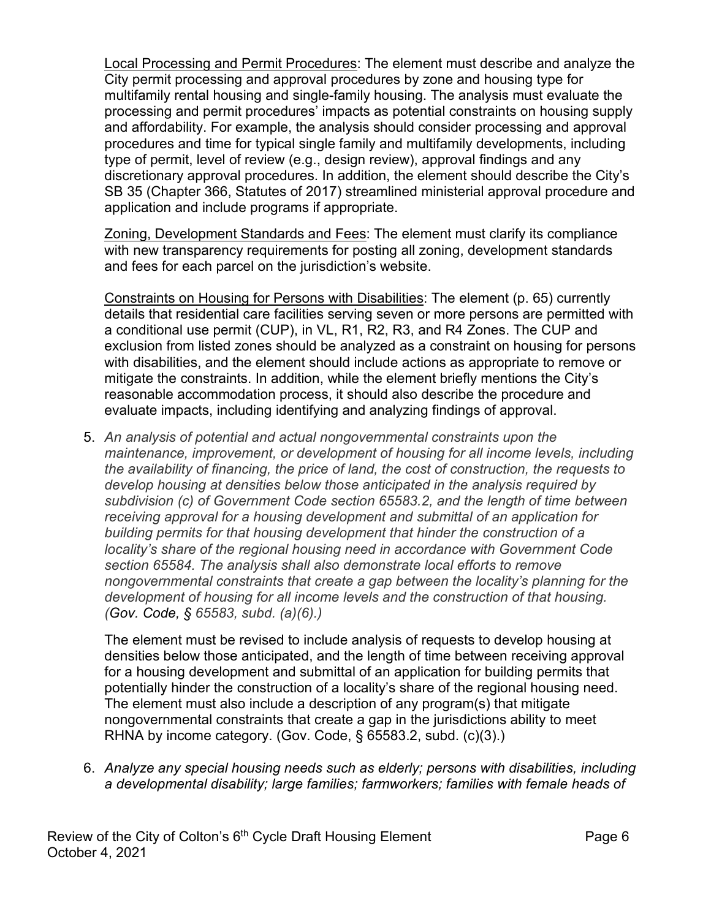Local Processing and Permit Procedures: The element must describe and analyze the City permit processing and approval procedures by zone and housing type for multifamily rental housing and single-family housing. The analysis must evaluate the processing and permit procedures' impacts as potential constraints on housing supply and affordability. For example, the analysis should consider processing and approval procedures and time for typical single family and multifamily developments, including type of permit, level of review (e.g., design review), approval findings and any discretionary approval procedures. In addition, the element should describe the City's SB 35 (Chapter 366, Statutes of 2017) streamlined ministerial approval procedure and application and include programs if appropriate.

Zoning, Development Standards and Fees: The element must clarify its compliance with new transparency requirements for posting all zoning, development standards and fees for each parcel on the jurisdiction's website.

Constraints on Housing for Persons with Disabilities: The element (p. 65) currently details that residential care facilities serving seven or more persons are permitted with a conditional use permit (CUP), in VL, R1, R2, R3, and R4 Zones. The CUP and exclusion from listed zones should be analyzed as a constraint on housing for persons with disabilities, and the element should include actions as appropriate to remove or mitigate the constraints. In addition, while the element briefly mentions the City's reasonable accommodation process, it should also describe the procedure and evaluate impacts, including identifying and analyzing findings of approval.

5. *An analysis of potential and actual nongovernmental constraints upon the maintenance, improvement, or development of housing for all income levels, including the availability of financing, the price of land, the cost of construction, the requests to develop housing at densities below those anticipated in the analysis required by subdivision (c) of Government Code section 65583.2, and the length of time between receiving approval for a housing development and submittal of an application for building permits for that housing development that hinder the construction of a locality's share of the regional housing need in accordance with Government Code section 65584. The analysis shall also demonstrate local efforts to remove nongovernmental constraints that create a gap between the locality's planning for the development of housing for all income levels and the construction of that housing. (Gov. Code, § 65583, subd. (a)(6).)*

   The element must be revised to include analysis of requests to develop housing at densities below those anticipated, and the length of time between receiving approval for a housing development and submittal of an application for building permits that potentially hinder the construction of a locality's share of the regional housing need. The element must also include a description of any program(s) that mitigate nongovernmental constraints that create a gap in the jurisdictions ability to meet RHNA by income category. (Gov. Code, § 65583.2, subd. (c)(3).)

6. *Analyze any special housing needs such as elderly; persons with disabilities, including a developmental disability; large families; farmworkers; families with female heads of*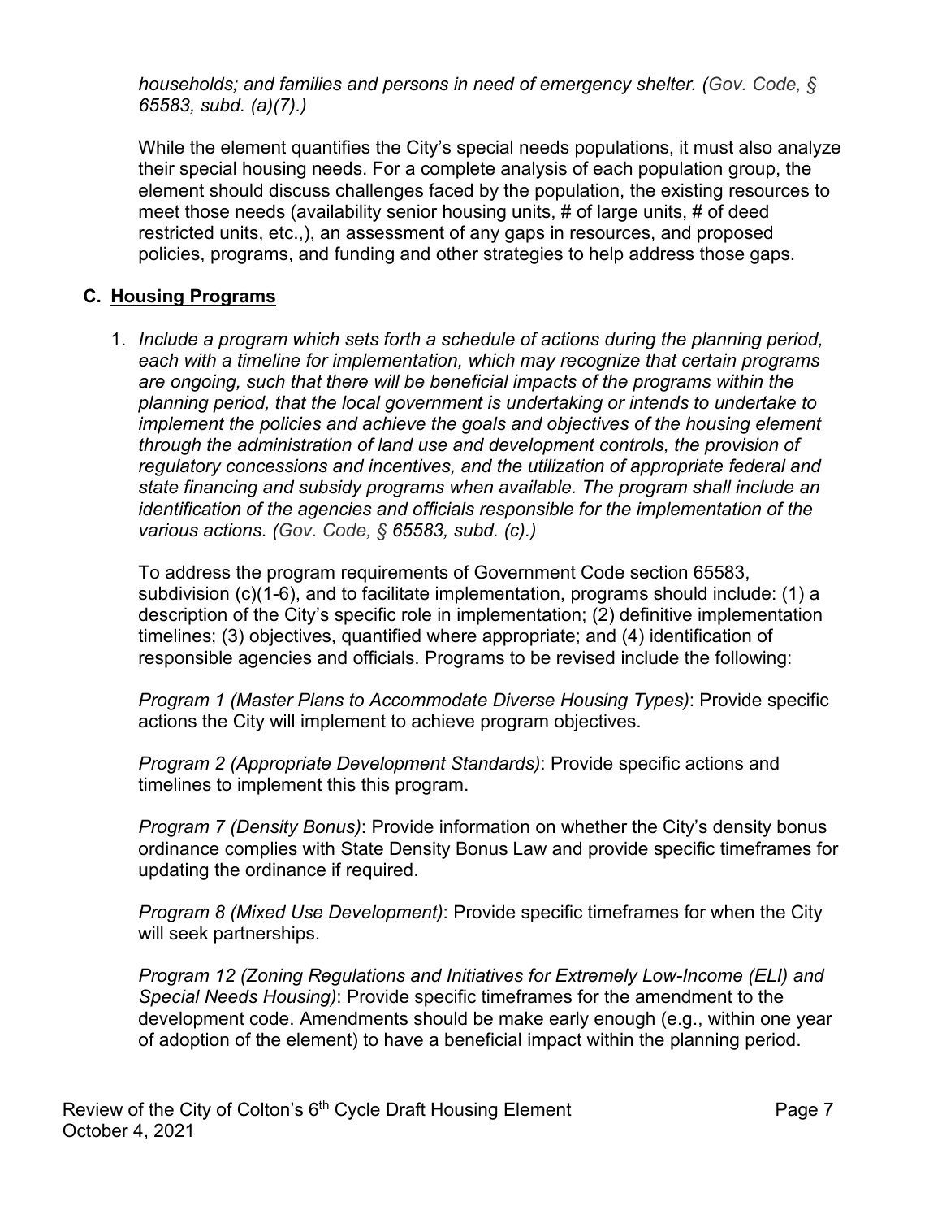*households; and families and persons in need of emergency shelter. (Gov. Code, § 65583, subd. (a)(7).)*

While the element quantifies the City's special needs populations, it must also analyze their special housing needs. For a complete analysis of each population group, the element should discuss challenges faced by the population, the existing resources to meet those needs (availability senior housing units, # of large units, # of deed restricted units, etc.,), an assessment of any gaps in resources, and proposed policies, programs, and funding and other strategies to help address those gaps.

## C. Housing Programs

1. *Include a program which sets forth a schedule of actions during the planning period, each with a timeline for implementation, which may recognize that certain programs are ongoing, such that there will be beneficial impacts of the programs within the planning period, that the local government is undertaking or intends to undertake to implement the policies and achieve the goals and objectives of the housing element through the administration of land use and development controls, the provision of regulatory concessions and incentives, and the utilization of appropriate federal and state financing and subsidy programs when available. The program shall include an identification of the agencies and officials responsible for the implementation of the various actions. (Gov. Code, § 65583, subd. (c).)*

   To address the program requirements of Government Code section 65583, subdivision (c)(1-6), and to facilitate implementation, programs should include: (1) a description of the City's specific role in implementation; (2) definitive implementation timelines; (3) objectives, quantified where appropriate; and (4) identification of responsible agencies and officials. Programs to be revised include the following:

   *Program 1 (Master Plans to Accommodate Diverse Housing Types)*: Provide specific actions the City will implement to achieve program objectives.

   *Program 2 (Appropriate Development Standards)*: Provide specific actions and timelines to implement this this program.

   *Program 7 (Density Bonus)*: Provide information on whether the City's density bonus ordinance complies with State Density Bonus Law and provide specific timeframes for updating the ordinance if required.

   *Program 8 (Mixed Use Development)*: Provide specific timeframes for when the City will seek partnerships.

   *Program 12 (Zoning Regulations and Initiatives for Extremely Low-Income (ELI) and Special Needs Housing)*: Provide specific timeframes for the amendment to the development code. Amendments should be make early enough (e.g., within one year of adoption of the element) to have a beneficial impact within the planning period.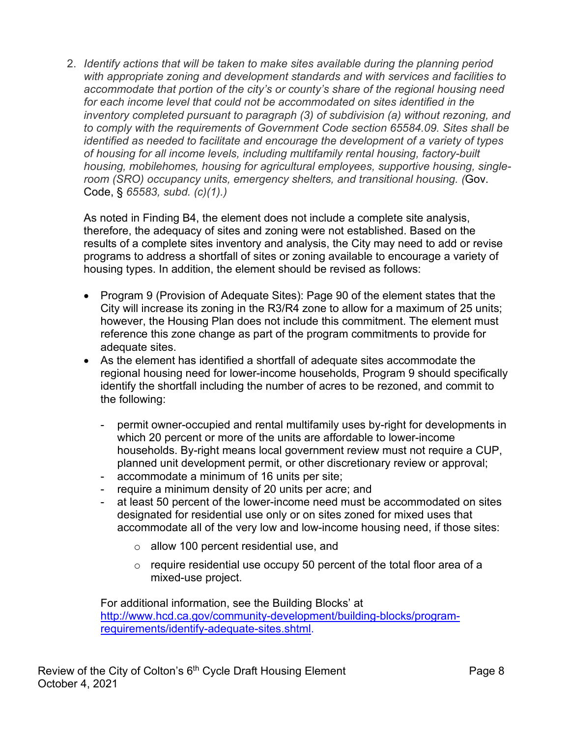2. *Identify actions that will be taken to make sites available during the planning period with appropriate zoning and development standards and with services and facilities to accommodate that portion of the city's or county's share of the regional housing need for each income level that could not be accommodated on sites identified in the inventory completed pursuant to paragraph (3) of subdivision (a) without rezoning, and to comply with the requirements of Government Code section 65584.09. Sites shall be identified as needed to facilitate and encourage the development of a variety of types of housing for all income levels, including multifamily rental housing, factory-built housing, mobilehomes, housing for agricultural employees, supportive housing, single-room (SRO) occupancy units, emergency shelters, and transitional housing. (*Gov. Code, § *65583, subd. (c)(1).)*

   As noted in Finding B4, the element does not include a complete site analysis, therefore, the adequacy of sites and zoning were not established. Based on the results of a complete sites inventory and analysis, the City may need to add or revise programs to address a shortfall of sites or zoning available to encourage a variety of housing types. In addition, the element should be revised as follows:

   - Program 9 (Provision of Adequate Sites): Page 90 of the element states that the City will increase its zoning in the R3/R4 zone to allow for a maximum of 25 units; however, the Housing Plan does not include this commitment. The element must reference this zone change as part of the program commitments to provide for adequate sites.
   - As the element has identified a shortfall of adequate sites accommodate the regional housing need for lower-income households, Program 9 should specifically identify the shortfall including the number of acres to be rezoned, and commit to the following:

     - permit owner-occupied and rental multifamily uses by-right for developments in which 20 percent or more of the units are affordable to lower-income households. By-right means local government review must not require a CUP, planned unit development permit, or other discretionary review or approval;
     - accommodate a minimum of 16 units per site;
     - require a minimum density of 20 units per acre; and
     - at least 50 percent of the lower-income need must be accommodated on sites designated for residential use only or on sites zoned for mixed uses that accommodate all of the very low and low-income housing need, if those sites:

       - allow 100 percent residential use, and
       - require residential use occupy 50 percent of the total floor area of a mixed-use project.

     For additional information, see the Building Blocks' at [http://www.hcd.ca.gov/community-development/building-blocks/program-requirements/identify-adequate-sites.shtml](http://www.hcd.ca.gov/community-development/building-blocks/program-requirements/identify-adequate-sites.shtml).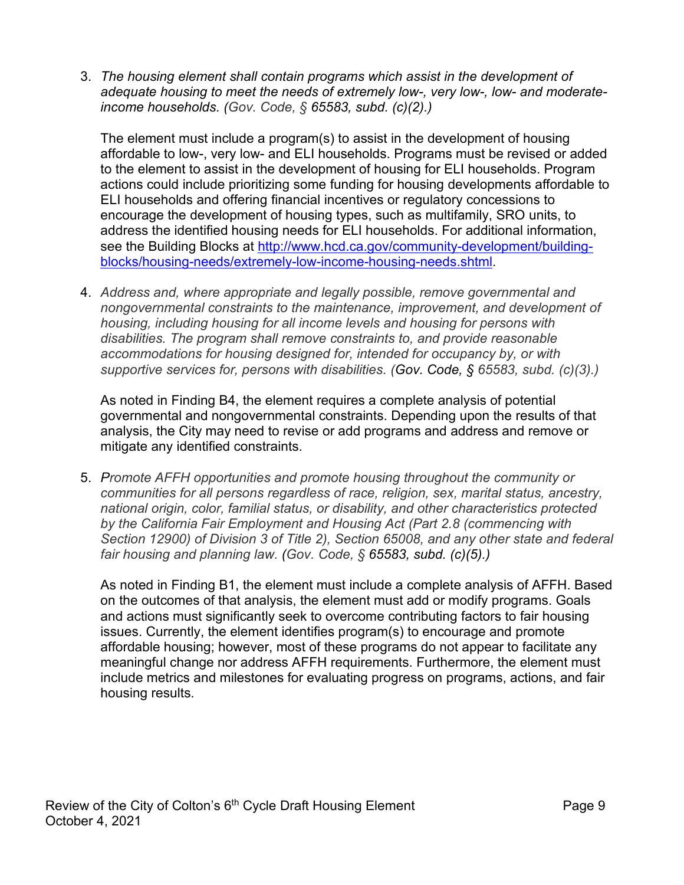3. *The housing element shall contain programs which assist in the development of adequate housing to meet the needs of extremely low-, very low-, low- and moderate-income households. (Gov. Code, § 65583, subd. (c)(2).)*

   The element must include a program(s) to assist in the development of housing affordable to low-, very low- and ELI households. Programs must be revised or added to the element to assist in the development of housing for ELI households. Program actions could include prioritizing some funding for housing developments affordable to ELI households and offering financial incentives or regulatory concessions to encourage the development of housing types, such as multifamily, SRO units, to address the identified housing needs for ELI households. For additional information, see the Building Blocks at [http://www.hcd.ca.gov/community-development/building-blocks/housing-needs/extremely-low-income-housing-needs.shtml](http://www.hcd.ca.gov/community-development/building-blocks/housing-needs/extremely-low-income-housing-needs.shtml).

4. *Address and, where appropriate and legally possible, remove governmental and nongovernmental constraints to the maintenance, improvement, and development of housing, including housing for all income levels and housing for persons with disabilities. The program shall remove constraints to, and provide reasonable accommodations for housing designed for, intended for occupancy by, or with supportive services for, persons with disabilities. (Gov. Code, § 65583, subd. (c)(3).)*

   As noted in Finding B4, the element requires a complete analysis of potential governmental and nongovernmental constraints. Depending upon the results of that analysis, the City may need to revise or add programs and address and remove or mitigate any identified constraints.

5. *Promote AFFH opportunities and promote housing throughout the community or communities for all persons regardless of race, religion, sex, marital status, ancestry, national origin, color, familial status, or disability, and other characteristics protected by the California Fair Employment and Housing Act (Part 2.8 (commencing with Section 12900) of Division 3 of Title 2), Section 65008, and any other state and federal fair housing and planning law. (Gov. Code, § 65583, subd. (c)(5).)*

   As noted in Finding B1, the element must include a complete analysis of AFFH. Based on the outcomes of that analysis, the element must add or modify programs. Goals and actions must significantly seek to overcome contributing factors to fair housing issues. Currently, the element identifies program(s) to encourage and promote affordable housing; however, most of these programs do not appear to facilitate any meaningful change nor address AFFH requirements. Furthermore, the element must include metrics and milestones for evaluating progress on programs, actions, and fair housing results.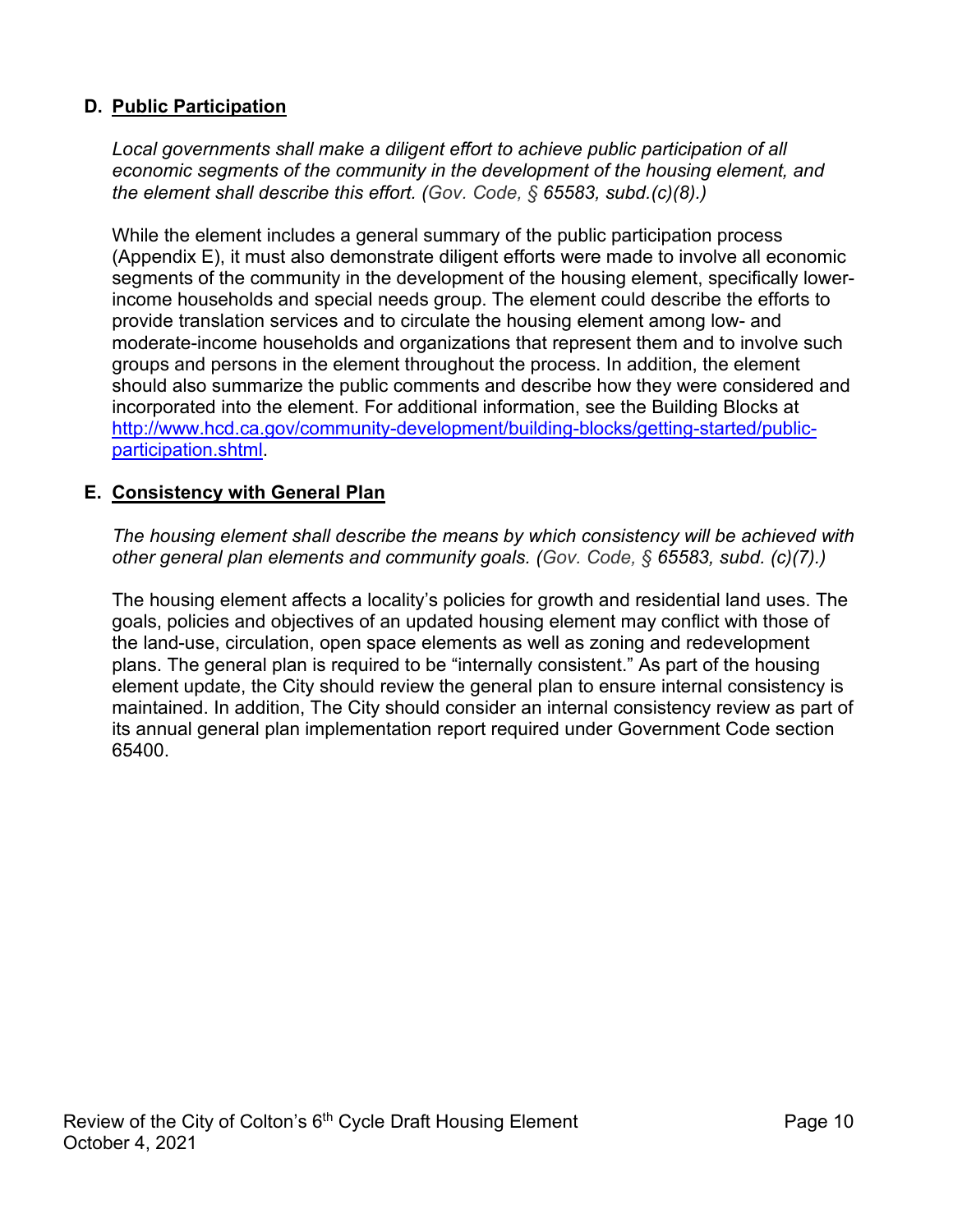### D. Public Participation

*Local governments shall make a diligent effort to achieve public participation of all economic segments of the community in the development of the housing element, and the element shall describe this effort. (Gov. Code, § 65583, subd.(c)(8).)*

While the element includes a general summary of the public participation process (Appendix E), it must also demonstrate diligent efforts were made to involve all economic segments of the community in the development of the housing element, specifically lower-income households and special needs group. The element could describe the efforts to provide translation services and to circulate the housing element among low- and moderate-income households and organizations that represent them and to involve such groups and persons in the element throughout the process. In addition, the element should also summarize the public comments and describe how they were considered and incorporated into the element. For additional information, see the Building Blocks at [http://www.hcd.ca.gov/community-development/building-blocks/getting-started/public-participation.shtml](http://www.hcd.ca.gov/community-development/building-blocks/getting-started/public-participation.shtml).

### E. Consistency with General Plan

*The housing element shall describe the means by which consistency will be achieved with other general plan elements and community goals. (Gov. Code, § 65583, subd. (c)(7).)*

The housing element affects a locality's policies for growth and residential land uses. The goals, policies and objectives of an updated housing element may conflict with those of the land-use, circulation, open space elements as well as zoning and redevelopment plans. The general plan is required to be "internally consistent." As part of the housing element update, the City should review the general plan to ensure internal consistency is maintained. In addition, The City should consider an internal consistency review as part of its annual general plan implementation report required under Government Code section 65400.